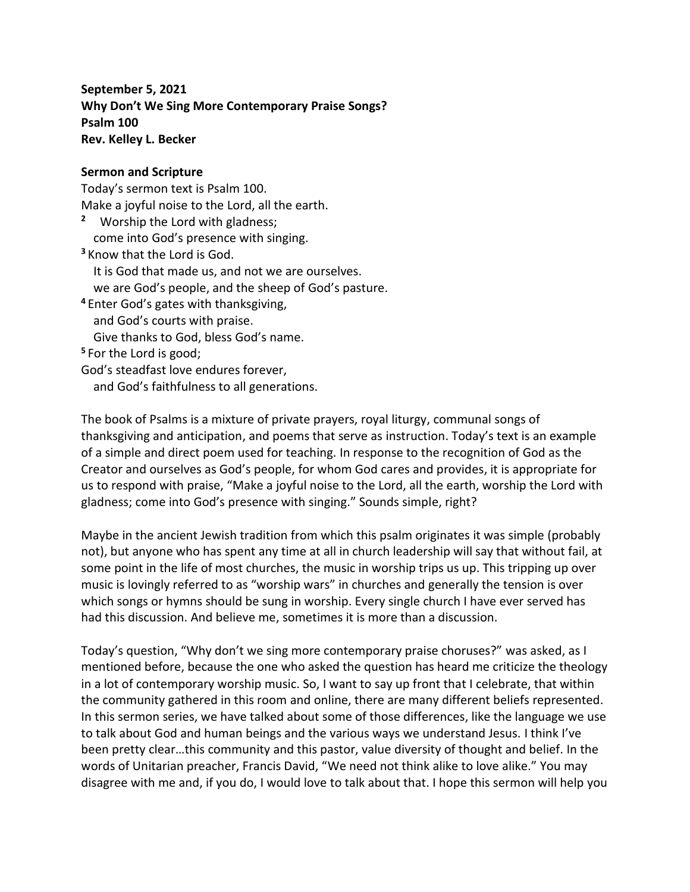**September 5, 2021**
**Why Don't We Sing More Contemporary Praise Songs?**
**Psalm 100**
**Rev. Kelley L. Becker**

**Sermon and Scripture**

Today's sermon text is Psalm 100.
Make a joyful noise to the Lord, all the earth.
[2] Worship the Lord with gladness;
come into God's presence with singing.
[3] Know that the Lord is God.
It is God that made us, and not we are ourselves.
we are God's people, and the sheep of God's pasture.
[4] Enter God's gates with thanksgiving,
and God's courts with praise.
Give thanks to God, bless God's name.
[5] For the Lord is good;
God's steadfast love endures forever,
and God's faithfulness to all generations.

The book of Psalms is a mixture of private prayers, royal liturgy, communal songs of thanksgiving and anticipation, and poems that serve as instruction. Today's text is an example of a simple and direct poem used for teaching. In response to the recognition of God as the Creator and ourselves as God's people, for whom God cares and provides, it is appropriate for us to respond with praise, "Make a joyful noise to the Lord, all the earth, worship the Lord with gladness; come into God's presence with singing." Sounds simple, right?

Maybe in the ancient Jewish tradition from which this psalm originates it was simple (probably not), but anyone who has spent any time at all in church leadership will say that without fail, at some point in the life of most churches, the music in worship trips us up. This tripping up over music is lovingly referred to as "worship wars" in churches and generally the tension is over which songs or hymns should be sung in worship. Every single church I have ever served has had this discussion. And believe me, sometimes it is more than a discussion.

Today's question, "Why don't we sing more contemporary praise choruses?" was asked, as I mentioned before, because the one who asked the question has heard me criticize the theology in a lot of contemporary worship music. So, I want to say up front that I celebrate, that within the community gathered in this room and online, there are many different beliefs represented. In this sermon series, we have talked about some of those differences, like the language we use to talk about God and human beings and the various ways we understand Jesus. I think I've been pretty clear…this community and this pastor, value diversity of thought and belief. In the words of Unitarian preacher, Francis David, "We need not think alike to love alike." You may disagree with me and, if you do, I would love to talk about that. I hope this sermon will help you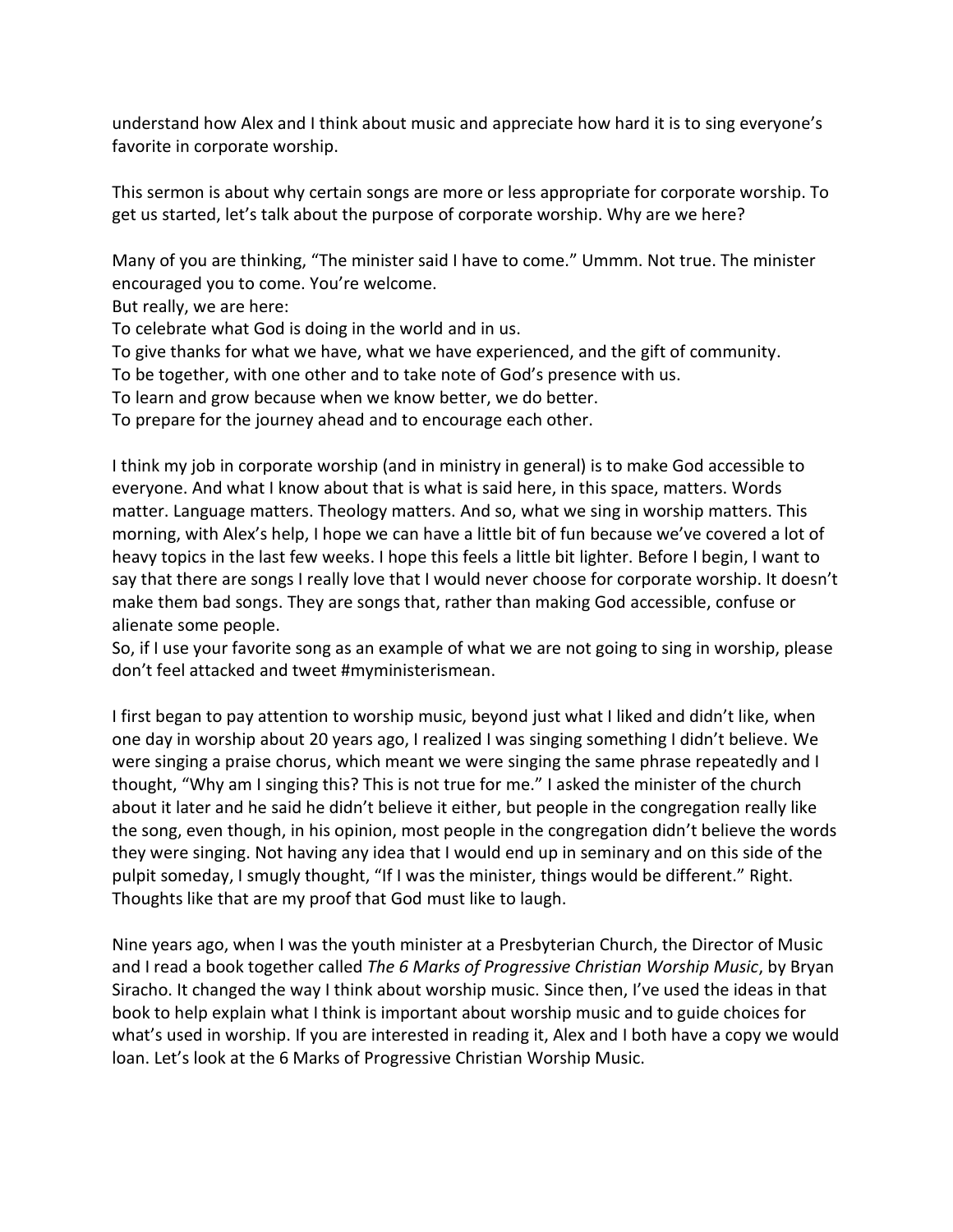understand how Alex and I think about music and appreciate how hard it is to sing everyone's favorite in corporate worship.

This sermon is about why certain songs are more or less appropriate for corporate worship. To get us started, let's talk about the purpose of corporate worship. Why are we here?

Many of you are thinking, "The minister said I have to come." Ummm. Not true. The minister encouraged you to come. You're welcome.
But really, we are here:
To celebrate what God is doing in the world and in us.
To give thanks for what we have, what we have experienced, and the gift of community.
To be together, with one other and to take note of God's presence with us.
To learn and grow because when we know better, we do better.
To prepare for the journey ahead and to encourage each other.

I think my job in corporate worship (and in ministry in general) is to make God accessible to everyone. And what I know about that is what is said here, in this space, matters. Words matter. Language matters. Theology matters. And so, what we sing in worship matters. This morning, with Alex's help, I hope we can have a little bit of fun because we've covered a lot of heavy topics in the last few weeks. I hope this feels a little bit lighter. Before I begin, I want to say that there are songs I really love that I would never choose for corporate worship. It doesn't make them bad songs. They are songs that, rather than making God accessible, confuse or alienate some people.
So, if I use your favorite song as an example of what we are not going to sing in worship, please don't feel attacked and tweet #myministerismean.

I first began to pay attention to worship music, beyond just what I liked and didn't like, when one day in worship about 20 years ago, I realized I was singing something I didn't believe. We were singing a praise chorus, which meant we were singing the same phrase repeatedly and I thought, "Why am I singing this? This is not true for me." I asked the minister of the church about it later and he said he didn't believe it either, but people in the congregation really like the song, even though, in his opinion, most people in the congregation didn't believe the words they were singing. Not having any idea that I would end up in seminary and on this side of the pulpit someday, I smugly thought, "If I was the minister, things would be different." Right. Thoughts like that are my proof that God must like to laugh.

Nine years ago, when I was the youth minister at a Presbyterian Church, the Director of Music and I read a book together called *The 6 Marks of Progressive Christian Worship Music*, by Bryan Siracho. It changed the way I think about worship music. Since then, I've used the ideas in that book to help explain what I think is important about worship music and to guide choices for what's used in worship. If you are interested in reading it, Alex and I both have a copy we would loan. Let's look at the 6 Marks of Progressive Christian Worship Music.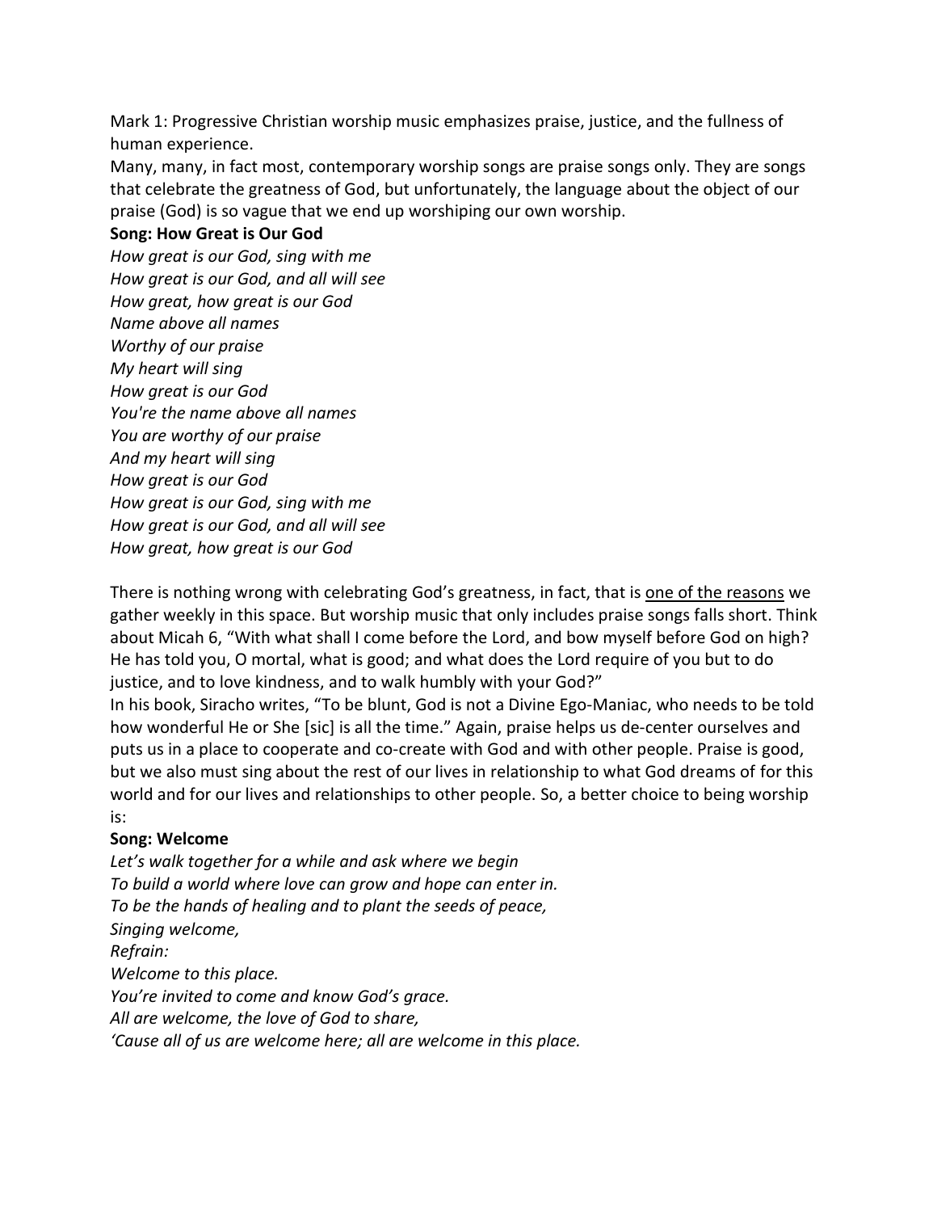Mark 1: Progressive Christian worship music emphasizes praise, justice, and the fullness of human experience.

Many, many, in fact most, contemporary worship songs are praise songs only. They are songs that celebrate the greatness of God, but unfortunately, the language about the object of our praise (God) is so vague that we end up worshiping our own worship.

**Song: How Great is Our God**

*How great is our God, sing with me*
*How great is our God, and all will see*
*How great, how great is our God*
*Name above all names*
*Worthy of our praise*
*My heart will sing*
*How great is our God*
*You're the name above all names*
*You are worthy of our praise*
*And my heart will sing*
*How great is our God*
*How great is our God, sing with me*
*How great is our God, and all will see*
*How great, how great is our God*

There is nothing wrong with celebrating God's greatness, in fact, that is <u>one of the reasons</u> we gather weekly in this space. But worship music that only includes praise songs falls short. Think about Micah 6, "With what shall I come before the Lord, and bow myself before God on high? He has told you, O mortal, what is good; and what does the Lord require of you but to do justice, and to love kindness, and to walk humbly with your God?"

In his book, Siracho writes, "To be blunt, God is not a Divine Ego-Maniac, who needs to be told how wonderful He or She [sic] is all the time." Again, praise helps us de-center ourselves and puts us in a place to cooperate and co-create with God and with other people. Praise is good, but we also must sing about the rest of our lives in relationship to what God dreams of for this world and for our lives and relationships to other people. So, a better choice to being worship is:

**Song: Welcome**

*Let's walk together for a while and ask where we begin*
*To build a world where love can grow and hope can enter in.*
*To be the hands of healing and to plant the seeds of peace,*
*Singing welcome,*
*Refrain:*
*Welcome to this place.*
*You're invited to come and know God's grace.*
*All are welcome, the love of God to share,*
*'Cause all of us are welcome here; all are welcome in this place.*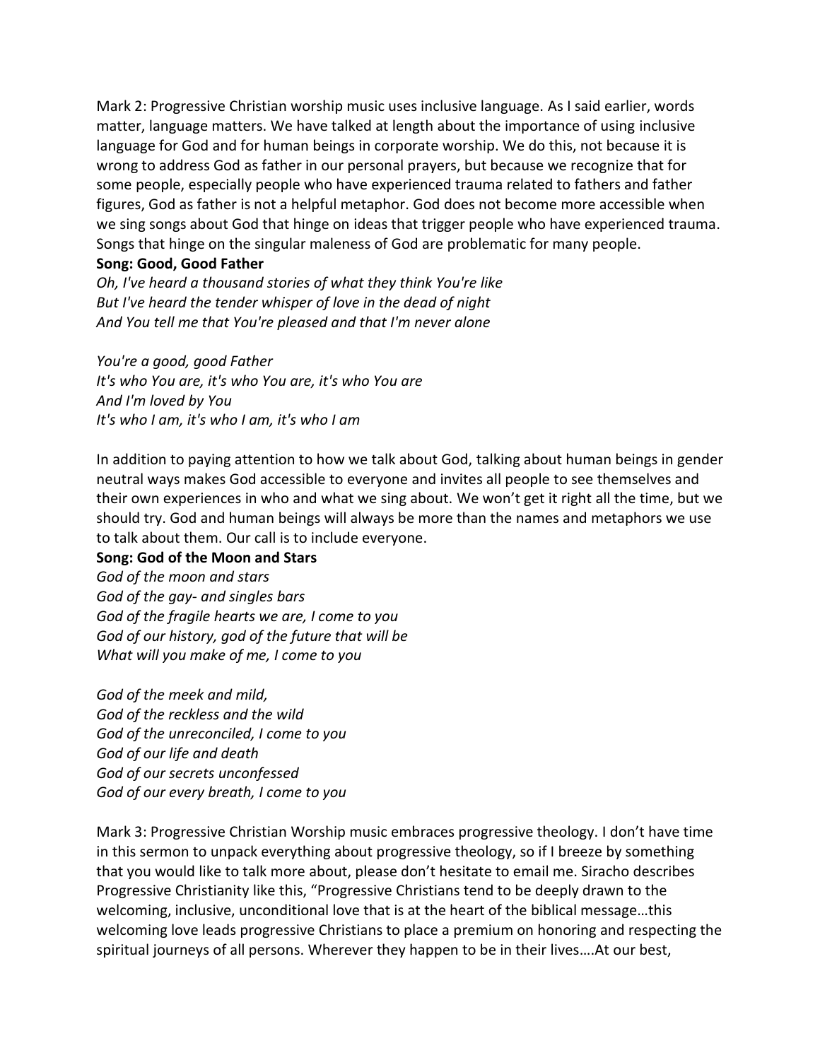Mark 2: Progressive Christian worship music uses inclusive language. As I said earlier, words matter, language matters. We have talked at length about the importance of using inclusive language for God and for human beings in corporate worship. We do this, not because it is wrong to address God as father in our personal prayers, but because we recognize that for some people, especially people who have experienced trauma related to fathers and father figures, God as father is not a helpful metaphor. God does not become more accessible when we sing songs about God that hinge on ideas that trigger people who have experienced trauma. Songs that hinge on the singular maleness of God are problematic for many people.

**Song: Good, Good Father**

*Oh, I've heard a thousand stories of what they think You're like*
*But I've heard the tender whisper of love in the dead of night*
*And You tell me that You're pleased and that I'm never alone*

*You're a good, good Father*
*It's who You are, it's who You are, it's who You are*
*And I'm loved by You*
*It's who I am, it's who I am, it's who I am*

In addition to paying attention to how we talk about God, talking about human beings in gender neutral ways makes God accessible to everyone and invites all people to see themselves and their own experiences in who and what we sing about. We won't get it right all the time, but we should try. God and human beings will always be more than the names and metaphors we use to talk about them. Our call is to include everyone.

**Song: God of the Moon and Stars**

*God of the moon and stars*
*God of the gay- and singles bars*
*God of the fragile hearts we are, I come to you*
*God of our history, god of the future that will be*
*What will you make of me, I come to you*

*God of the meek and mild,*
*God of the reckless and the wild*
*God of the unreconciled, I come to you*
*God of our life and death*
*God of our secrets unconfessed*
*God of our every breath, I come to you*

Mark 3: Progressive Christian Worship music embraces progressive theology. I don't have time in this sermon to unpack everything about progressive theology, so if I breeze by something that you would like to talk more about, please don't hesitate to email me. Siracho describes Progressive Christianity like this, "Progressive Christians tend to be deeply drawn to the welcoming, inclusive, unconditional love that is at the heart of the biblical message…this welcoming love leads progressive Christians to place a premium on honoring and respecting the spiritual journeys of all persons. Wherever they happen to be in their lives….At our best,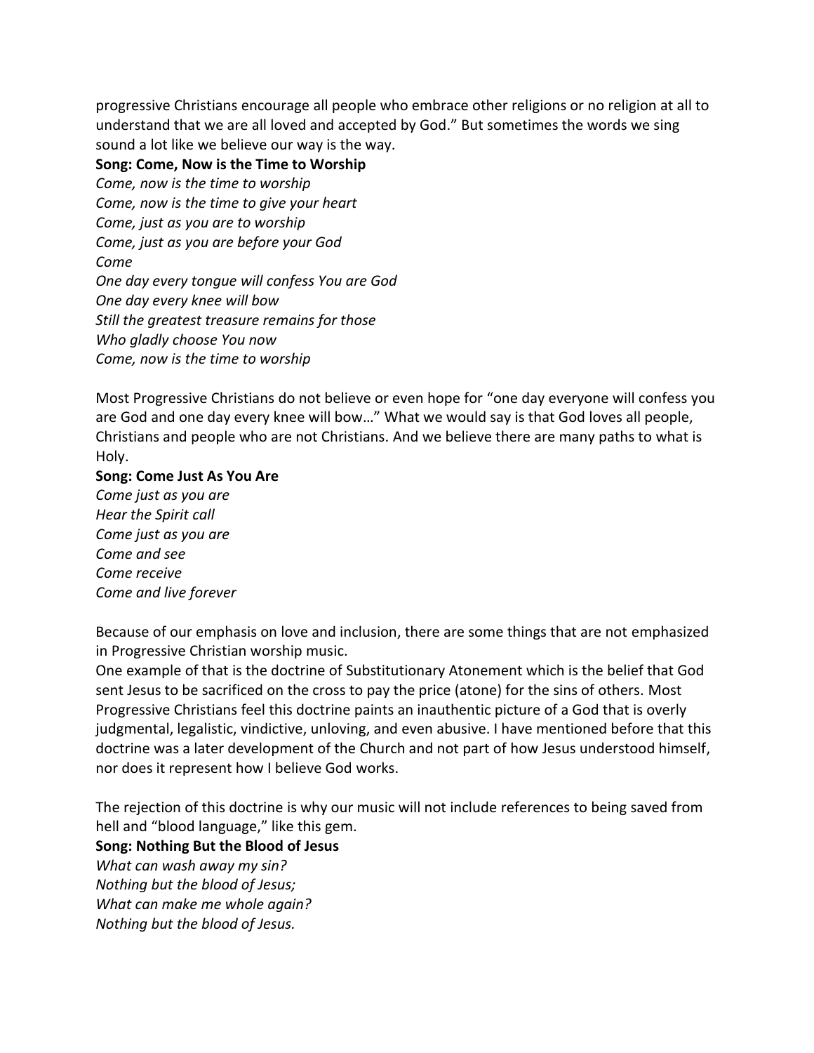progressive Christians encourage all people who embrace other religions or no religion at all to understand that we are all loved and accepted by God." But sometimes the words we sing sound a lot like we believe our way is the way.

**Song: Come, Now is the Time to Worship**

*Come, now is the time to worship*
*Come, now is the time to give your heart*
*Come, just as you are to worship*
*Come, just as you are before your God*
*Come*
*One day every tongue will confess You are God*
*One day every knee will bow*
*Still the greatest treasure remains for those*
*Who gladly choose You now*
*Come, now is the time to worship*

Most Progressive Christians do not believe or even hope for "one day everyone will confess you are God and one day every knee will bow…" What we would say is that God loves all people, Christians and people who are not Christians. And we believe there are many paths to what is Holy.

**Song: Come Just As You Are**

*Come just as you are*
*Hear the Spirit call*
*Come just as you are*
*Come and see*
*Come receive*
*Come and live forever*

Because of our emphasis on love and inclusion, there are some things that are not emphasized in Progressive Christian worship music.

One example of that is the doctrine of Substitutionary Atonement which is the belief that God sent Jesus to be sacrificed on the cross to pay the price (atone) for the sins of others. Most Progressive Christians feel this doctrine paints an inauthentic picture of a God that is overly judgmental, legalistic, vindictive, unloving, and even abusive. I have mentioned before that this doctrine was a later development of the Church and not part of how Jesus understood himself, nor does it represent how I believe God works.

The rejection of this doctrine is why our music will not include references to being saved from hell and "blood language," like this gem.

**Song: Nothing But the Blood of Jesus**

*What can wash away my sin?*
*Nothing but the blood of Jesus;*
*What can make me whole again?*
*Nothing but the blood of Jesus.*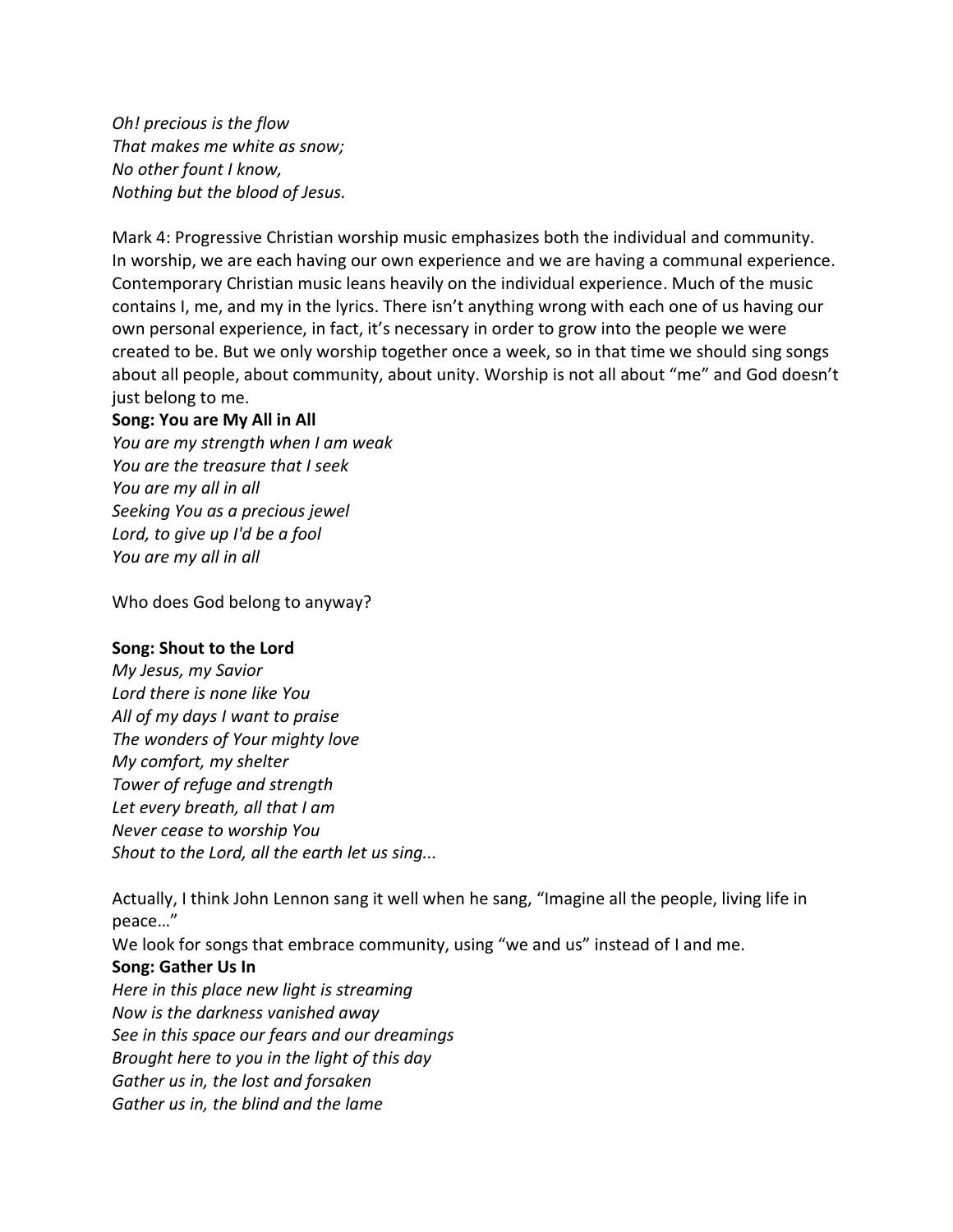*Oh! precious is the flow*
*That makes me white as snow;*
*No other fount I know,*
*Nothing but the blood of Jesus.*

Mark 4: Progressive Christian worship music emphasizes both the individual and community. In worship, we are each having our own experience and we are having a communal experience. Contemporary Christian music leans heavily on the individual experience. Much of the music contains I, me, and my in the lyrics. There isn't anything wrong with each one of us having our own personal experience, in fact, it's necessary in order to grow into the people we were created to be. But we only worship together once a week, so in that time we should sing songs about all people, about community, about unity. Worship is not all about "me" and God doesn't just belong to me.

**Song: You are My All in All**
*You are my strength when I am weak*
*You are the treasure that I seek*
*You are my all in all*
*Seeking You as a precious jewel*
*Lord, to give up I'd be a fool*
*You are my all in all*

Who does God belong to anyway?

**Song: Shout to the Lord**
*My Jesus, my Savior*
*Lord there is none like You*
*All of my days I want to praise*
*The wonders of Your mighty love*
*My comfort, my shelter*
*Tower of refuge and strength*
*Let every breath, all that I am*
*Never cease to worship You*
*Shout to the Lord, all the earth let us sing...*

Actually, I think John Lennon sang it well when he sang, "Imagine all the people, living life in peace…"
We look for songs that embrace community, using "we and us" instead of I and me.

**Song: Gather Us In**
*Here in this place new light is streaming*
*Now is the darkness vanished away*
*See in this space our fears and our dreamings*
*Brought here to you in the light of this day*
*Gather us in, the lost and forsaken*
*Gather us in, the blind and the lame*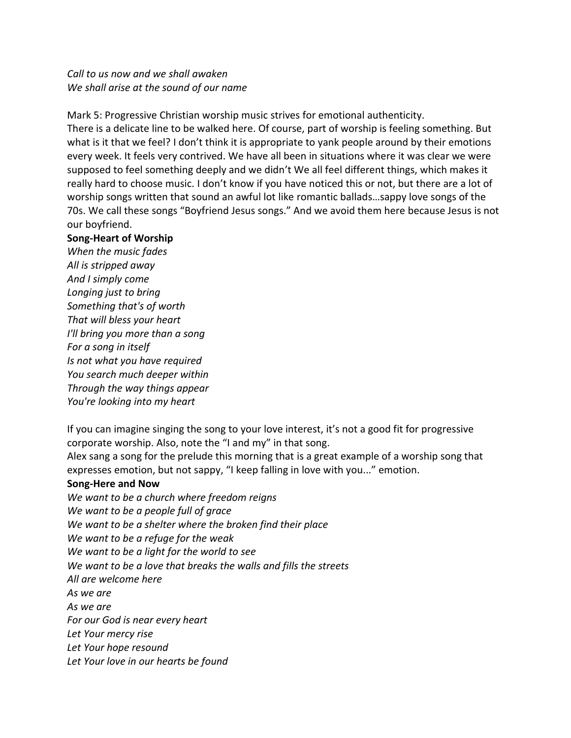*Call to us now and we shall awaken*
*We shall arise at the sound of our name*

Mark 5: Progressive Christian worship music strives for emotional authenticity.
There is a delicate line to be walked here. Of course, part of worship is feeling something. But what is it that we feel? I don't think it is appropriate to yank people around by their emotions every week. It feels very contrived. We have all been in situations where it was clear we were supposed to feel something deeply and we didn't We all feel different things, which makes it really hard to choose music. I don't know if you have noticed this or not, but there are a lot of worship songs written that sound an awful lot like romantic ballads…sappy love songs of the 70s. We call these songs "Boyfriend Jesus songs." And we avoid them here because Jesus is not our boyfriend.

**Song-Heart of Worship**

*When the music fades*
*All is stripped away*
*And I simply come*
*Longing just to bring*
*Something that's of worth*
*That will bless your heart*
*I'll bring you more than a song*
*For a song in itself*
*Is not what you have required*
*You search much deeper within*
*Through the way things appear*
*You're looking into my heart*

If you can imagine singing the song to your love interest, it's not a good fit for progressive corporate worship. Also, note the "I and my" in that song.
Alex sang a song for the prelude this morning that is a great example of a worship song that expresses emotion, but not sappy, "I keep falling in love with you..." emotion.

**Song-Here and Now**

*We want to be a church where freedom reigns*
*We want to be a people full of grace*
*We want to be a shelter where the broken find their place*
*We want to be a refuge for the weak*
*We want to be a light for the world to see*
*We want to be a love that breaks the walls and fills the streets*
*All are welcome here*
*As we are*
*As we are*
*For our God is near every heart*
*Let Your mercy rise*
*Let Your hope resound*
*Let Your love in our hearts be found*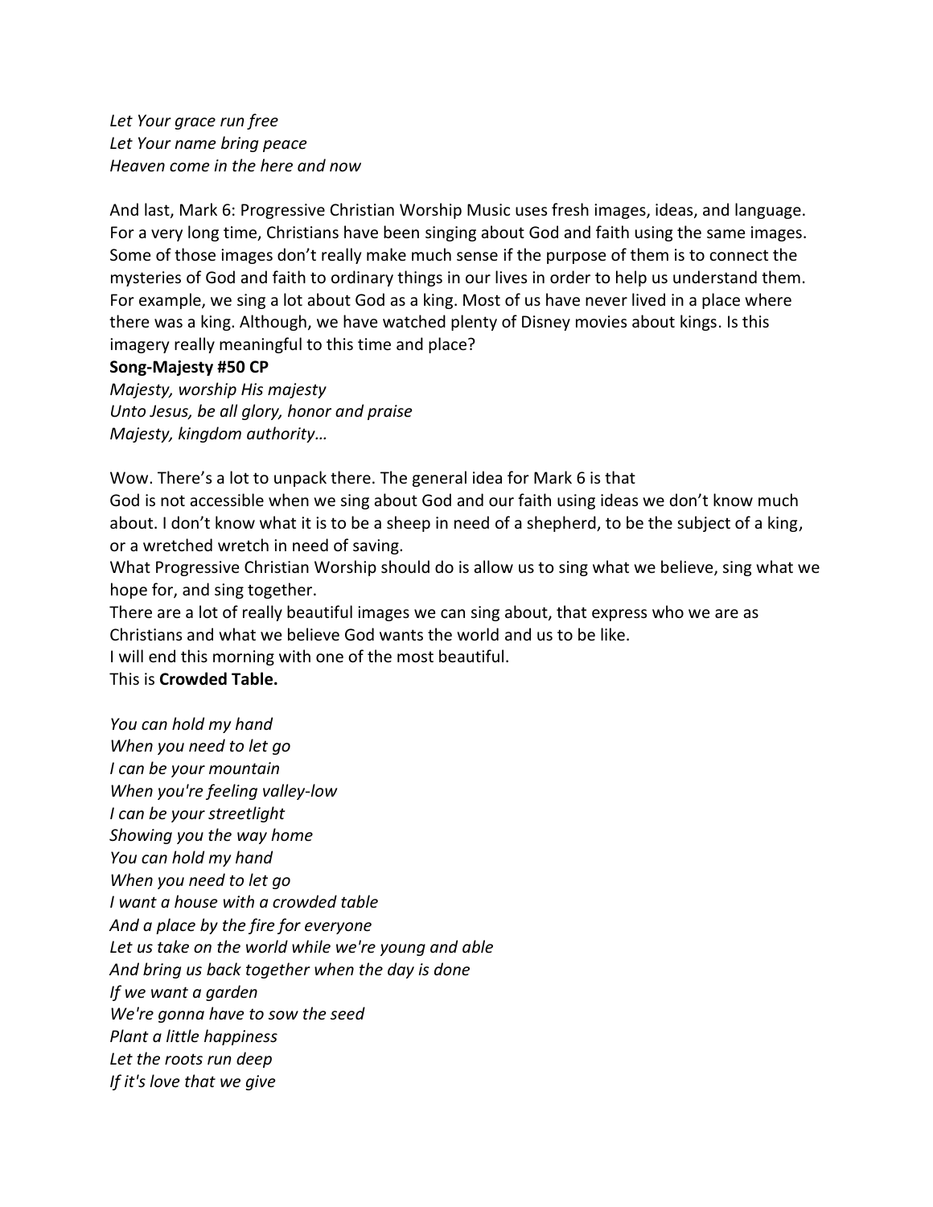*Let Your grace run free*
*Let Your name bring peace*
*Heaven come in the here and now*

And last, Mark 6: Progressive Christian Worship Music uses fresh images, ideas, and language. For a very long time, Christians have been singing about God and faith using the same images. Some of those images don't really make much sense if the purpose of them is to connect the mysteries of God and faith to ordinary things in our lives in order to help us understand them. For example, we sing a lot about God as a king. Most of us have never lived in a place where there was a king. Although, we have watched plenty of Disney movies about kings. Is this imagery really meaningful to this time and place?

**Song-Majesty #50 CP**

*Majesty, worship His majesty*
*Unto Jesus, be all glory, honor and praise*
*Majesty, kingdom authority…*

Wow. There's a lot to unpack there. The general idea for Mark 6 is that
God is not accessible when we sing about God and our faith using ideas we don't know much about. I don't know what it is to be a sheep in need of a shepherd, to be the subject of a king, or a wretched wretch in need of saving.
What Progressive Christian Worship should do is allow us to sing what we believe, sing what we hope for, and sing together.
There are a lot of really beautiful images we can sing about, that express who we are as Christians and what we believe God wants the world and us to be like.
I will end this morning with one of the most beautiful.
This is **Crowded Table.**

*You can hold my hand*
*When you need to let go*
*I can be your mountain*
*When you're feeling valley-low*
*I can be your streetlight*
*Showing you the way home*
*You can hold my hand*
*When you need to let go*
*I want a house with a crowded table*
*And a place by the fire for everyone*
*Let us take on the world while we're young and able*
*And bring us back together when the day is done*
*If we want a garden*
*We're gonna have to sow the seed*
*Plant a little happiness*
*Let the roots run deep*
*If it's love that we give*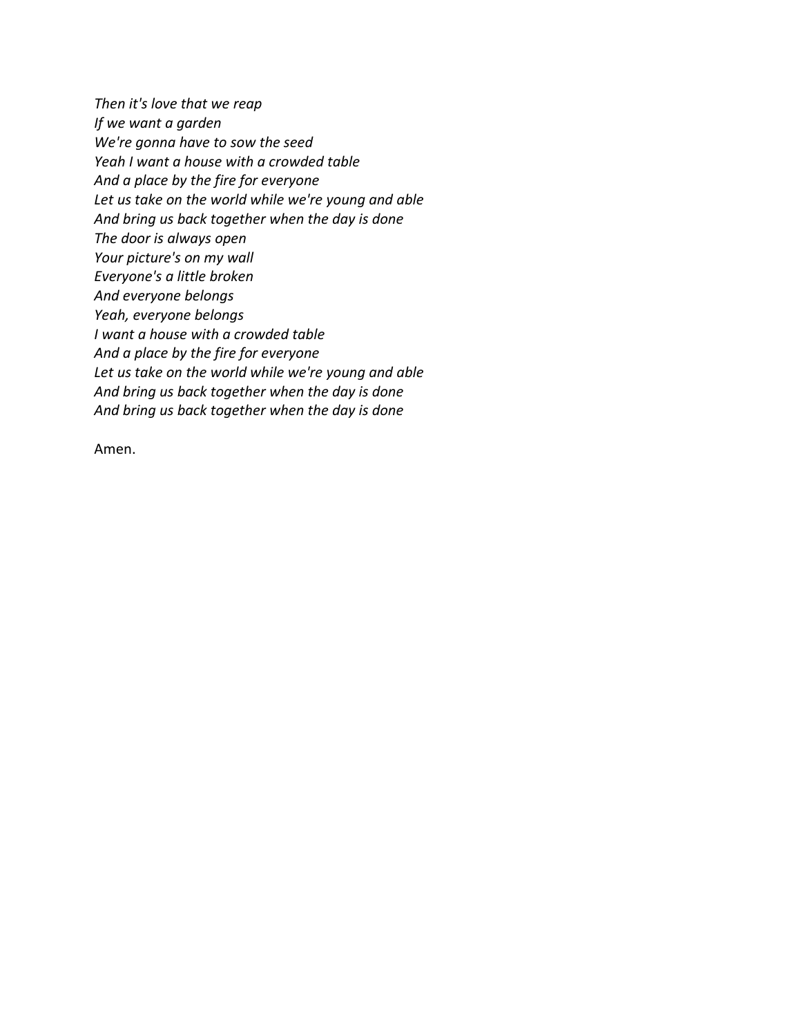*Then it's love that we reap*
*If we want a garden*
*We're gonna have to sow the seed*
*Yeah I want a house with a crowded table*
*And a place by the fire for everyone*
*Let us take on the world while we're young and able*
*And bring us back together when the day is done*
*The door is always open*
*Your picture's on my wall*
*Everyone's a little broken*
*And everyone belongs*
*Yeah, everyone belongs*
*I want a house with a crowded table*
*And a place by the fire for everyone*
*Let us take on the world while we're young and able*
*And bring us back together when the day is done*
*And bring us back together when the day is done*

Amen.